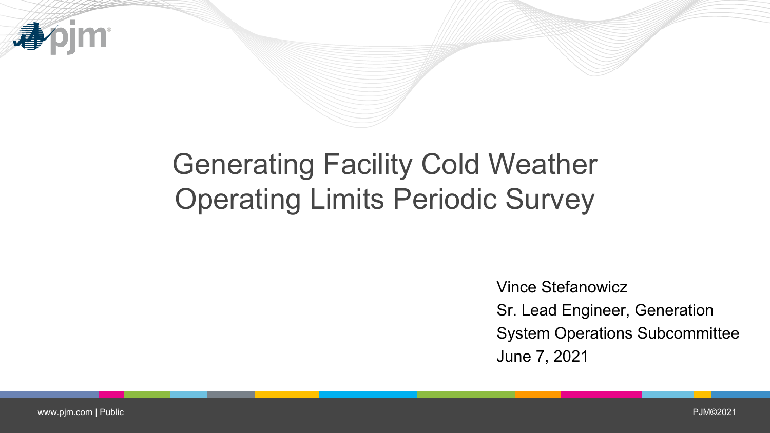# Generating Facility Cold Weather Operating Limits Periodic Survey

Vince Stefanowicz
Sr. Lead Engineer, Generation
System Operations Subcommittee
June 7, 2021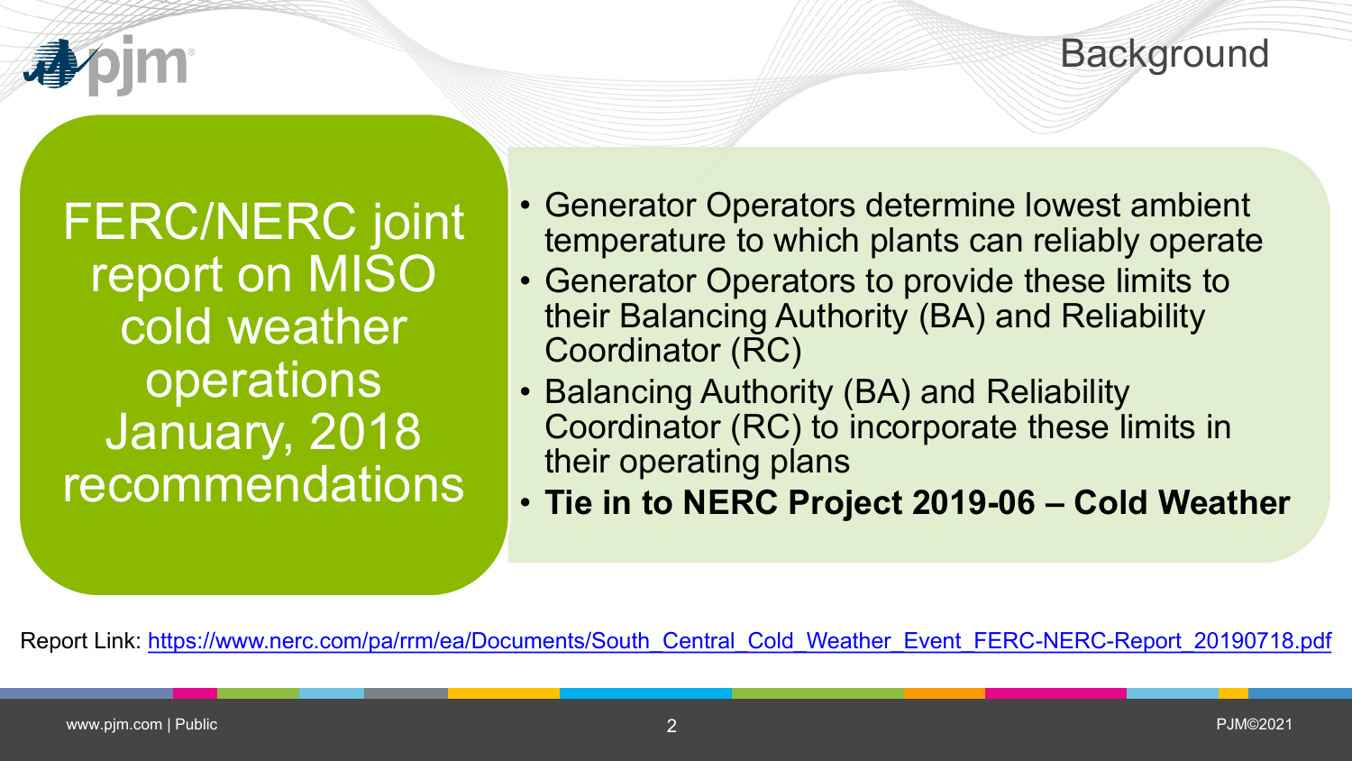# Background

## FERC/NERC joint report on MISO cold weather operations January, 2018 recommendations

- Generator Operators determine lowest ambient temperature to which plants can reliably operate
- Generator Operators to provide these limits to their Balancing Authority (BA) and Reliability Coordinator (RC)
- Balancing Authority (BA) and Reliability Coordinator (RC) to incorporate these limits in their operating plans
- **Tie in to NERC Project 2019-06 – Cold Weather**

Report Link: https://www.nerc.com/pa/rrm/ea/Documents/South_Central_Cold_Weather_Event_FERC-NERC-Report_20190718.pdf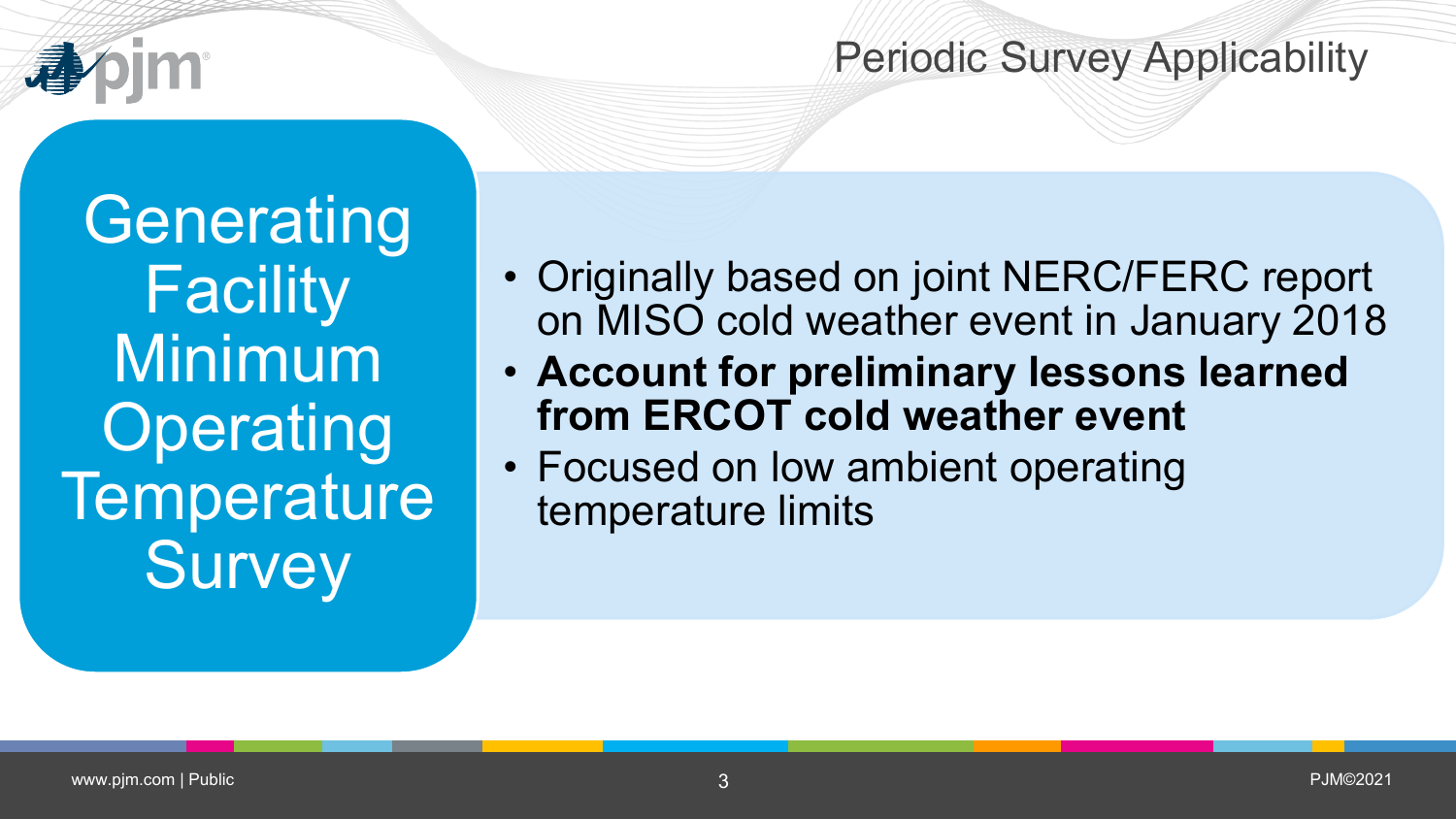# Periodic Survey Applicability

## Generating Facility Minimum Operating Temperature Survey

- Originally based on joint NERC/FERC report on MISO cold weather event in January 2018
- **Account for preliminary lessons learned from ERCOT cold weather event**
- Focused on low ambient operating temperature limits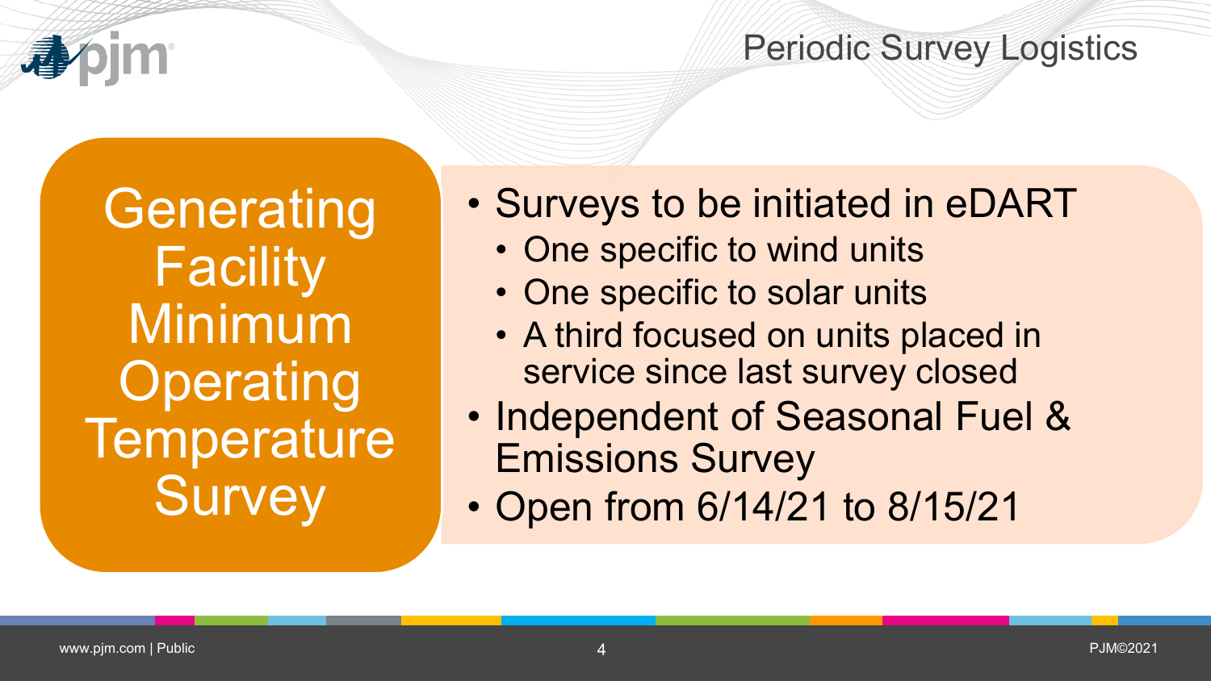# Periodic Survey Logistics

## Generating Facility Minimum Operating Temperature Survey

- Surveys to be initiated in eDART
  - One specific to wind units
  - One specific to solar units
  - A third focused on units placed in service since last survey closed
- Independent of Seasonal Fuel & Emissions Survey
- Open from 6/14/21 to 8/15/21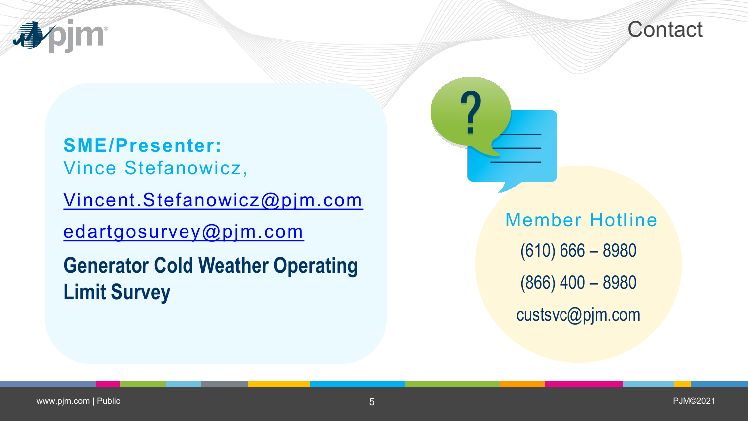# Contact

**SME/Presenter:**
Vince Stefanowicz,

Vincent.Stefanowicz@pjm.com

edartgosurvey@pjm.com

**Generator Cold Weather Operating Limit Survey**

Member Hotline

(610) 666 – 8980

(866) 400 – 8980

custsvc@pjm.com